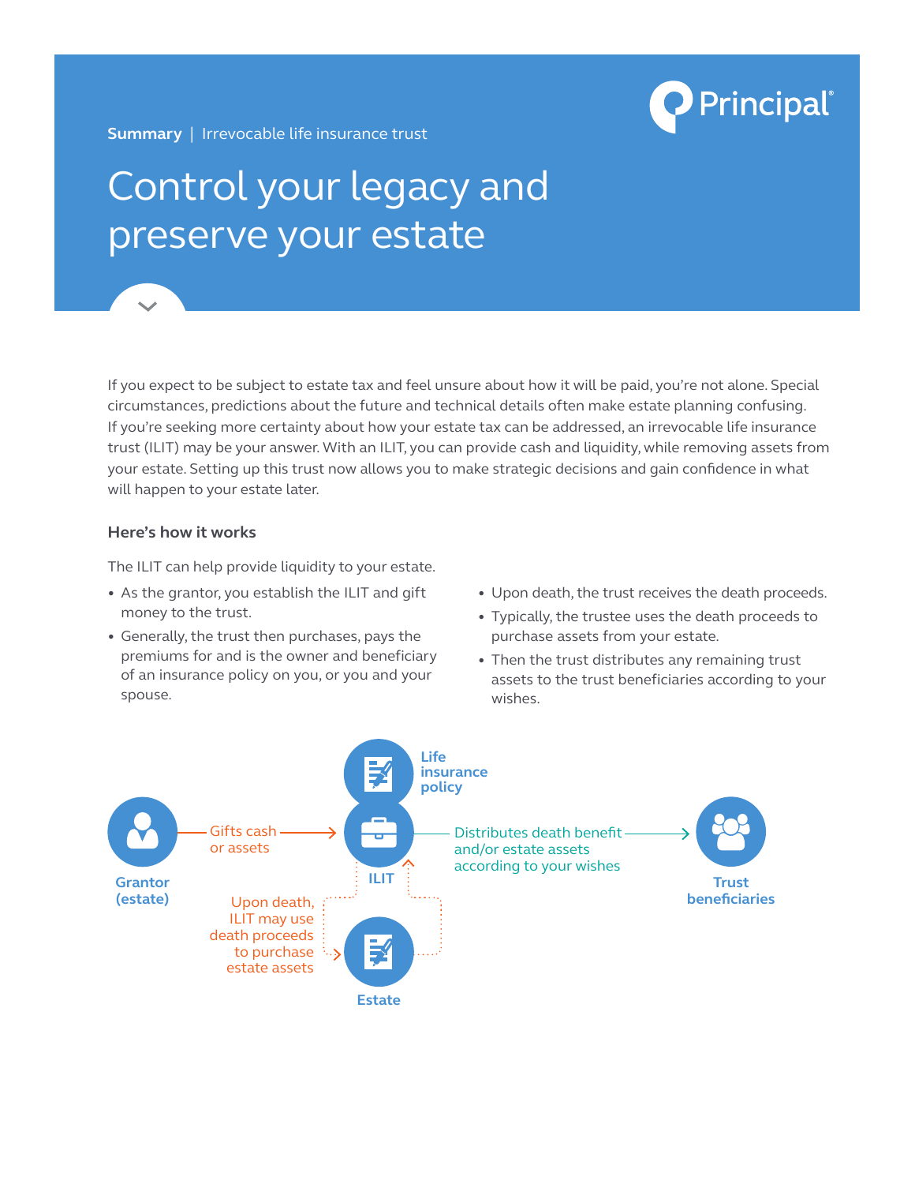**Summary** | Irrevocable life insurance trust

# Control your legacy and preserve your estate

If you expect to be subject to estate tax and feel unsure about how it will be paid, you're not alone. Special circumstances, predictions about the future and technical details often make estate planning confusing. If you're seeking more certainty about how your estate tax can be addressed, an irrevocable life insurance trust (ILIT) may be your answer. With an ILIT, you can provide cash and liquidity, while removing assets from your estate. Setting up this trust now allows you to make strategic decisions and gain confidence in what will happen to your estate later.

### Here's how it works

The ILIT can help provide liquidity to your estate.

- As the grantor, you establish the ILIT and gift money to the trust.
- Generally, the trust then purchases, pays the premiums for and is the owner and beneficiary of an insurance policy on you, or you and your spouse.
- Upon death, the trust receives the death proceeds.
- Typically, the trustee uses the death proceeds to purchase assets from your estate.
- Then the trust distributes any remaining trust assets to the trust beneficiaries according to your wishes.

Life insurance policy

Grantor (estate)

Gifts cash or assets

ILIT

Distributes death benefit and/or estate assets according to your wishes

Trust beneficiaries

Upon death, ILIT may use death proceeds to purchase estate assets

Estate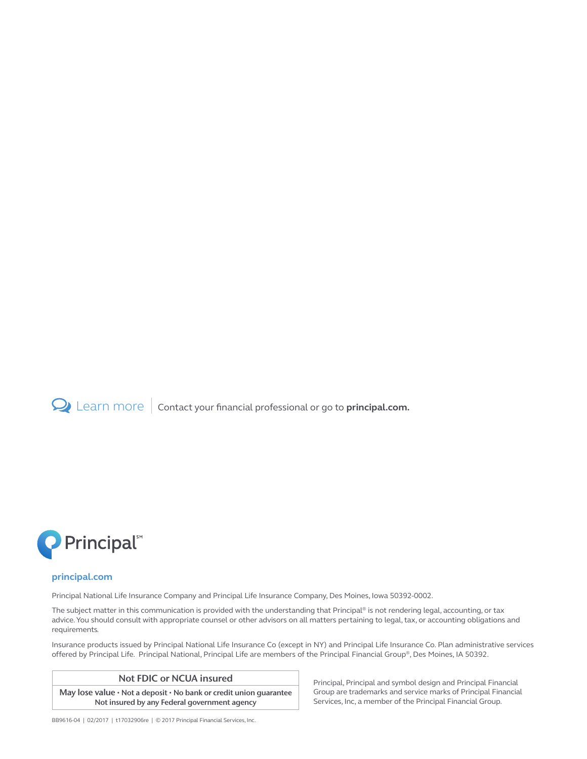Learn more | Contact your financial professional or go to **principal.com.**

Principal℠

**principal.com**

Principal National Life Insurance Company and Principal Life Insurance Company, Des Moines, Iowa 50392-0002.

The subject matter in this communication is provided with the understanding that Principal® is not rendering legal, accounting, or tax advice. You should consult with appropriate counsel or other advisors on all matters pertaining to legal, tax, or accounting obligations and requirements.

Insurance products issued by Principal National Life Insurance Co (except in NY) and Principal Life Insurance Co. Plan administrative services offered by Principal Life. Principal National, Principal Life are members of the Principal Financial Group®, Des Moines, IA 50392.

| Not FDIC or NCUA insured |
| --- |
| **May lose value** • Not a deposit • No bank or credit union guarantee<br>Not insured by any Federal government agency |

Principal, Principal and symbol design and Principal Financial Group are trademarks and service marks of Principal Financial Services, Inc, a member of the Principal Financial Group.

BB9616-04 | 02/2017 | t17032906re | © 2017 Principal Financial Services, Inc.